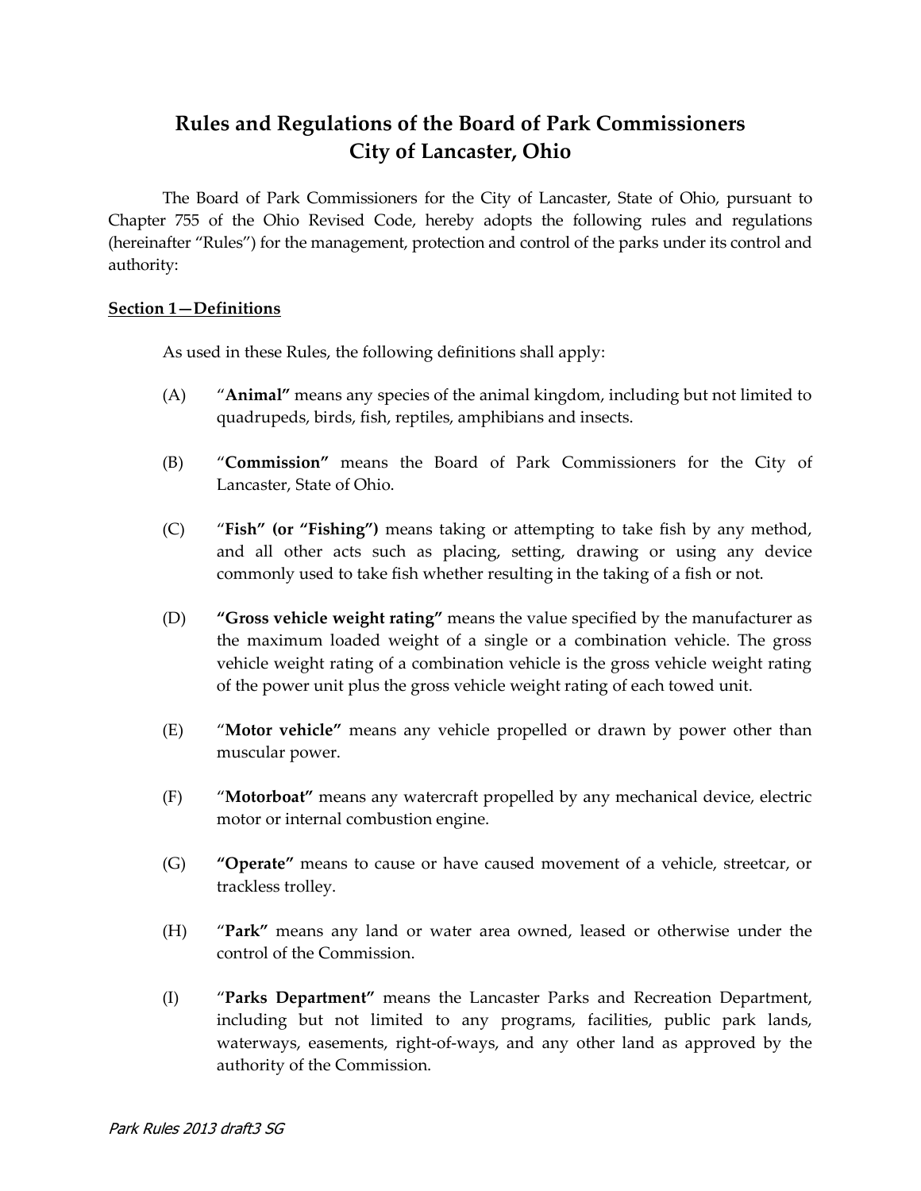# Rules and Regulations of the Board of Park Commissioners City of Lancaster, Ohio

The Board of Park Commissioners for the City of Lancaster, State of Ohio, pursuant to Chapter 755 of the Ohio Revised Code, hereby adopts the following rules and regulations (hereinafter "Rules") for the management, protection and control of the parks under its control and authority:

## Section 1—Definitions

As used in these Rules, the following definitions shall apply:

(A) "**Animal"** means any species of the animal kingdom, including but not limited to quadrupeds, birds, fish, reptiles, amphibians and insects.

(B) "**Commission"** means the Board of Park Commissioners for the City of Lancaster, State of Ohio.

(C) "**Fish" (or "Fishing")** means taking or attempting to take fish by any method, and all other acts such as placing, setting, drawing or using any device commonly used to take fish whether resulting in the taking of a fish or not.

(D) **"Gross vehicle weight rating"** means the value specified by the manufacturer as the maximum loaded weight of a single or a combination vehicle. The gross vehicle weight rating of a combination vehicle is the gross vehicle weight rating of the power unit plus the gross vehicle weight rating of each towed unit.

(E) "**Motor vehicle"** means any vehicle propelled or drawn by power other than muscular power.

(F) "**Motorboat"** means any watercraft propelled by any mechanical device, electric motor or internal combustion engine.

(G) **"Operate"** means to cause or have caused movement of a vehicle, streetcar, or trackless trolley.

(H) "**Park"** means any land or water area owned, leased or otherwise under the control of the Commission.

(I) "**Parks Department"** means the Lancaster Parks and Recreation Department, including but not limited to any programs, facilities, public park lands, waterways, easements, right-of-ways, and any other land as approved by the authority of the Commission.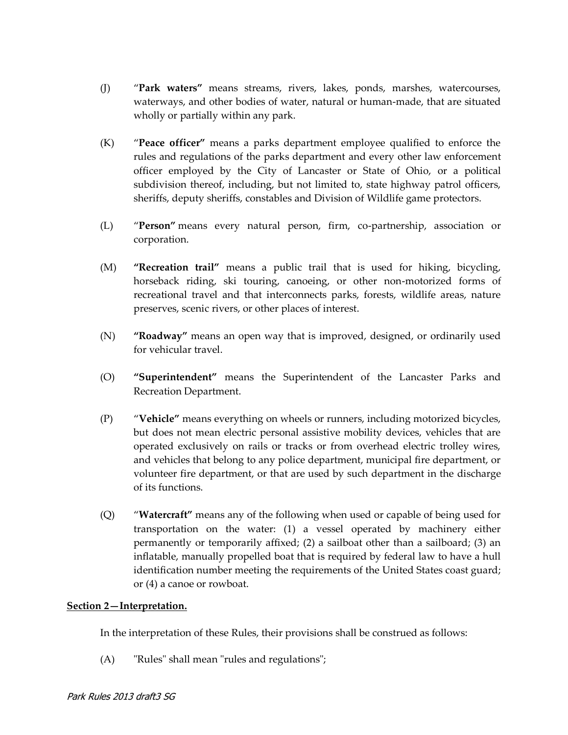(J) "**Park waters"** means streams, rivers, lakes, ponds, marshes, watercourses, waterways, and other bodies of water, natural or human-made, that are situated wholly or partially within any park.

(K) "**Peace officer"** means a parks department employee qualified to enforce the rules and regulations of the parks department and every other law enforcement officer employed by the City of Lancaster or State of Ohio, or a political subdivision thereof, including, but not limited to, state highway patrol officers, sheriffs, deputy sheriffs, constables and Division of Wildlife game protectors.

(L) "**Person"** means every natural person, firm, co-partnership, association or corporation.

(M) **"Recreation trail"** means a public trail that is used for hiking, bicycling, horseback riding, ski touring, canoeing, or other non-motorized forms of recreational travel and that interconnects parks, forests, wildlife areas, nature preserves, scenic rivers, or other places of interest.

(N) **"Roadway"** means an open way that is improved, designed, or ordinarily used for vehicular travel.

(O) **"Superintendent"** means the Superintendent of the Lancaster Parks and Recreation Department.

(P) "**Vehicle"** means everything on wheels or runners, including motorized bicycles, but does not mean electric personal assistive mobility devices, vehicles that are operated exclusively on rails or tracks or from overhead electric trolley wires, and vehicles that belong to any police department, municipal fire department, or volunteer fire department, or that are used by such department in the discharge of its functions.

(Q) "**Watercraft"** means any of the following when used or capable of being used for transportation on the water: (1) a vessel operated by machinery either permanently or temporarily affixed; (2) a sailboat other than a sailboard; (3) an inflatable, manually propelled boat that is required by federal law to have a hull identification number meeting the requirements of the United States coast guard; or (4) a canoe or rowboat.

**Section 2—Interpretation.**

In the interpretation of these Rules, their provisions shall be construed as follows:

(A) "Rules" shall mean "rules and regulations";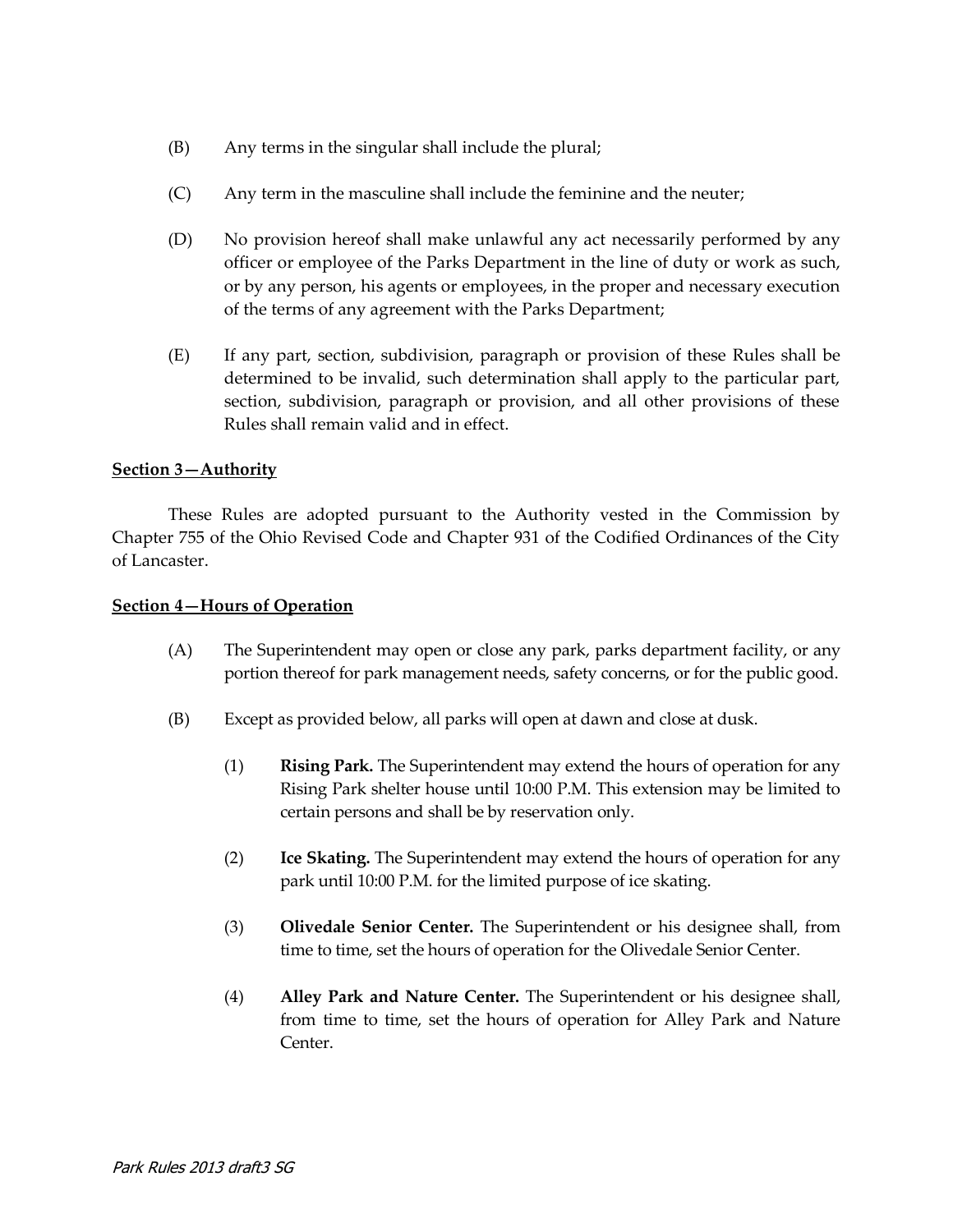(B) Any terms in the singular shall include the plural;

(C) Any term in the masculine shall include the feminine and the neuter;

(D) No provision hereof shall make unlawful any act necessarily performed by any officer or employee of the Parks Department in the line of duty or work as such, or by any person, his agents or employees, in the proper and necessary execution of the terms of any agreement with the Parks Department;

(E) If any part, section, subdivision, paragraph or provision of these Rules shall be determined to be invalid, such determination shall apply to the particular part, section, subdivision, paragraph or provision, and all other provisions of these Rules shall remain valid and in effect.

## Section 3—Authority

These Rules are adopted pursuant to the Authority vested in the Commission by Chapter 755 of the Ohio Revised Code and Chapter 931 of the Codified Ordinances of the City of Lancaster.

## Section 4—Hours of Operation

(A) The Superintendent may open or close any park, parks department facility, or any portion thereof for park management needs, safety concerns, or for the public good.

(B) Except as provided below, all parks will open at dawn and close at dusk.

(1) **Rising Park.** The Superintendent may extend the hours of operation for any Rising Park shelter house until 10:00 P.M. This extension may be limited to certain persons and shall be by reservation only.

(2) **Ice Skating.** The Superintendent may extend the hours of operation for any park until 10:00 P.M. for the limited purpose of ice skating.

(3) **Olivedale Senior Center.** The Superintendent or his designee shall, from time to time, set the hours of operation for the Olivedale Senior Center.

(4) **Alley Park and Nature Center.** The Superintendent or his designee shall, from time to time, set the hours of operation for Alley Park and Nature Center.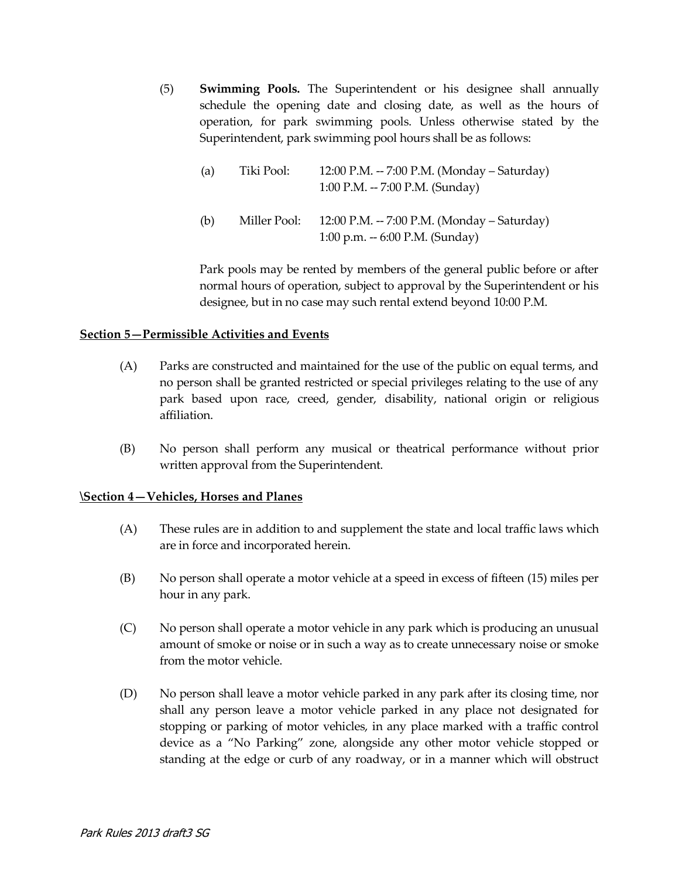(5) **Swimming Pools.** The Superintendent or his designee shall annually schedule the opening date and closing date, as well as the hours of operation, for park swimming pools. Unless otherwise stated by the Superintendent, park swimming pool hours shall be as follows:

(a) Tiki Pool: 12:00 P.M. -- 7:00 P.M. (Monday – Saturday)
1:00 P.M. -- 7:00 P.M. (Sunday)

(b) Miller Pool: 12:00 P.M. -- 7:00 P.M. (Monday – Saturday)
1:00 p.m. -- 6:00 P.M. (Sunday)

Park pools may be rented by members of the general public before or after normal hours of operation, subject to approval by the Superintendent or his designee, but in no case may such rental extend beyond 10:00 P.M.

**Section 5—Permissible Activities and Events**

(A) Parks are constructed and maintained for the use of the public on equal terms, and no person shall be granted restricted or special privileges relating to the use of any park based upon race, creed, gender, disability, national origin or religious affiliation.

(B) No person shall perform any musical or theatrical performance without prior written approval from the Superintendent.

**\Section 4—Vehicles, Horses and Planes**

(A) These rules are in addition to and supplement the state and local traffic laws which are in force and incorporated herein.

(B) No person shall operate a motor vehicle at a speed in excess of fifteen (15) miles per hour in any park.

(C) No person shall operate a motor vehicle in any park which is producing an unusual amount of smoke or noise or in such a way as to create unnecessary noise or smoke from the motor vehicle.

(D) No person shall leave a motor vehicle parked in any park after its closing time, nor shall any person leave a motor vehicle parked in any place not designated for stopping or parking of motor vehicles, in any place marked with a traffic control device as a "No Parking" zone, alongside any other motor vehicle stopped or standing at the edge or curb of any roadway, or in a manner which will obstruct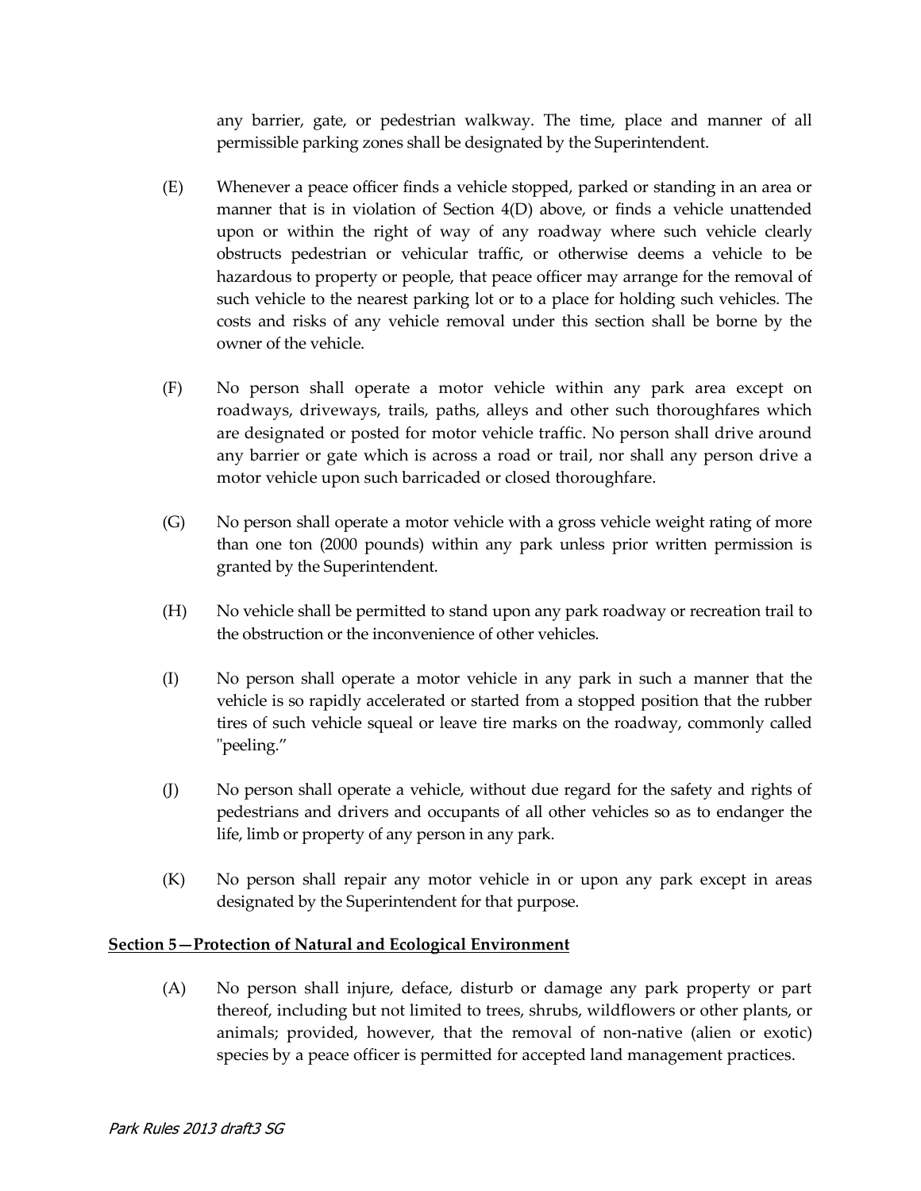any barrier, gate, or pedestrian walkway. The time, place and manner of all permissible parking zones shall be designated by the Superintendent.

(E) Whenever a peace officer finds a vehicle stopped, parked or standing in an area or manner that is in violation of Section 4(D) above, or finds a vehicle unattended upon or within the right of way of any roadway where such vehicle clearly obstructs pedestrian or vehicular traffic, or otherwise deems a vehicle to be hazardous to property or people, that peace officer may arrange for the removal of such vehicle to the nearest parking lot or to a place for holding such vehicles. The costs and risks of any vehicle removal under this section shall be borne by the owner of the vehicle.

(F) No person shall operate a motor vehicle within any park area except on roadways, driveways, trails, paths, alleys and other such thoroughfares which are designated or posted for motor vehicle traffic. No person shall drive around any barrier or gate which is across a road or trail, nor shall any person drive a motor vehicle upon such barricaded or closed thoroughfare.

(G) No person shall operate a motor vehicle with a gross vehicle weight rating of more than one ton (2000 pounds) within any park unless prior written permission is granted by the Superintendent.

(H) No vehicle shall be permitted to stand upon any park roadway or recreation trail to the obstruction or the inconvenience of other vehicles.

(I) No person shall operate a motor vehicle in any park in such a manner that the vehicle is so rapidly accelerated or started from a stopped position that the rubber tires of such vehicle squeal or leave tire marks on the roadway, commonly called "peeling."

(J) No person shall operate a vehicle, without due regard for the safety and rights of pedestrians and drivers and occupants of all other vehicles so as to endanger the life, limb or property of any person in any park.

(K) No person shall repair any motor vehicle in or upon any park except in areas designated by the Superintendent for that purpose.

**<u>Section 5—Protection of Natural and Ecological Environment</u>**

(A) No person shall injure, deface, disturb or damage any park property or part thereof, including but not limited to trees, shrubs, wildflowers or other plants, or animals; provided, however, that the removal of non-native (alien or exotic) species by a peace officer is permitted for accepted land management practices.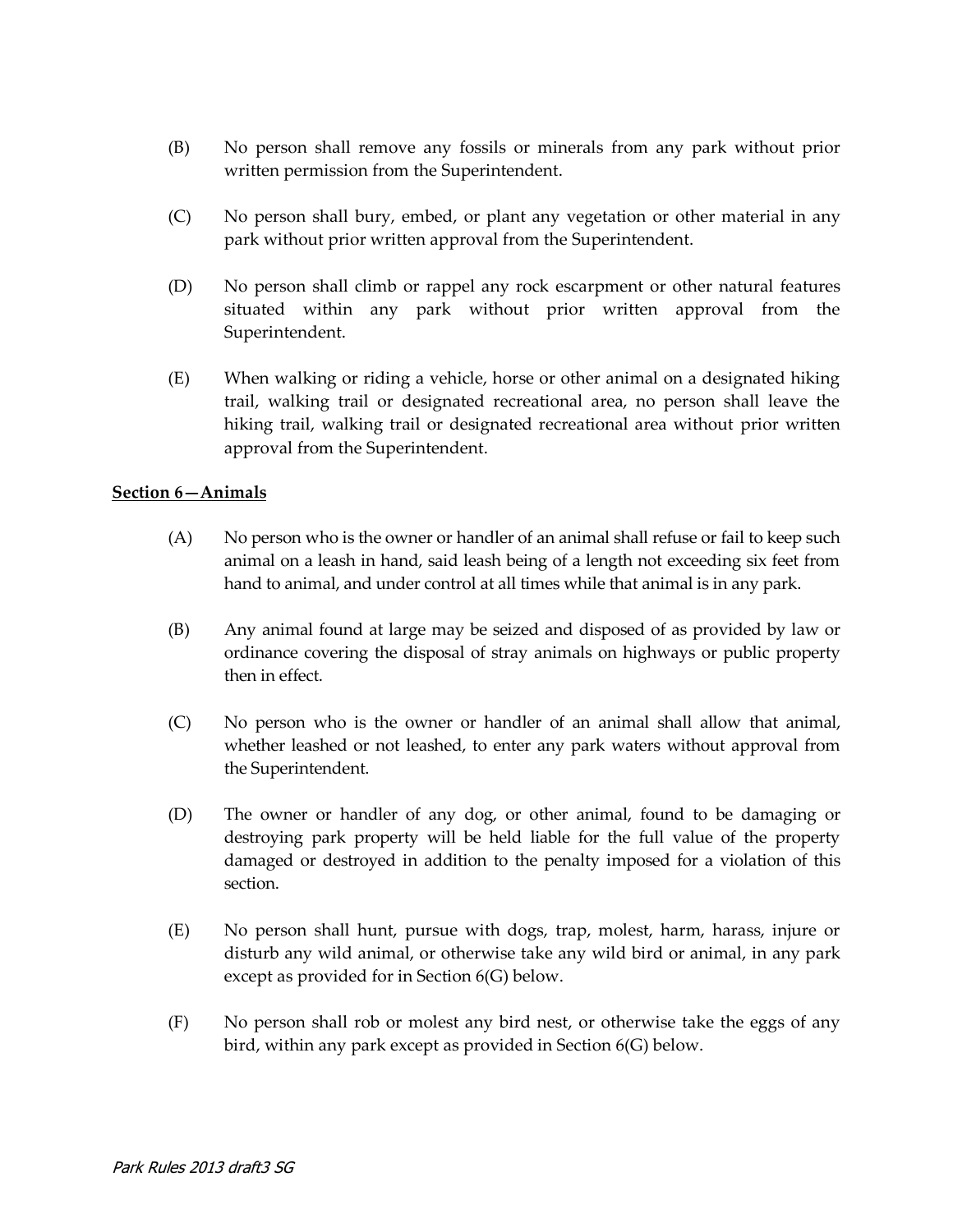(B) No person shall remove any fossils or minerals from any park without prior written permission from the Superintendent.

(C) No person shall bury, embed, or plant any vegetation or other material in any park without prior written approval from the Superintendent.

(D) No person shall climb or rappel any rock escarpment or other natural features situated within any park without prior written approval from the Superintendent.

(E) When walking or riding a vehicle, horse or other animal on a designated hiking trail, walking trail or designated recreational area, no person shall leave the hiking trail, walking trail or designated recreational area without prior written approval from the Superintendent.

**Section 6—Animals**

(A) No person who is the owner or handler of an animal shall refuse or fail to keep such animal on a leash in hand, said leash being of a length not exceeding six feet from hand to animal, and under control at all times while that animal is in any park.

(B) Any animal found at large may be seized and disposed of as provided by law or ordinance covering the disposal of stray animals on highways or public property then in effect.

(C) No person who is the owner or handler of an animal shall allow that animal, whether leashed or not leashed, to enter any park waters without approval from the Superintendent.

(D) The owner or handler of any dog, or other animal, found to be damaging or destroying park property will be held liable for the full value of the property damaged or destroyed in addition to the penalty imposed for a violation of this section.

(E) No person shall hunt, pursue with dogs, trap, molest, harm, harass, injure or disturb any wild animal, or otherwise take any wild bird or animal, in any park except as provided for in Section 6(G) below.

(F) No person shall rob or molest any bird nest, or otherwise take the eggs of any bird, within any park except as provided in Section 6(G) below.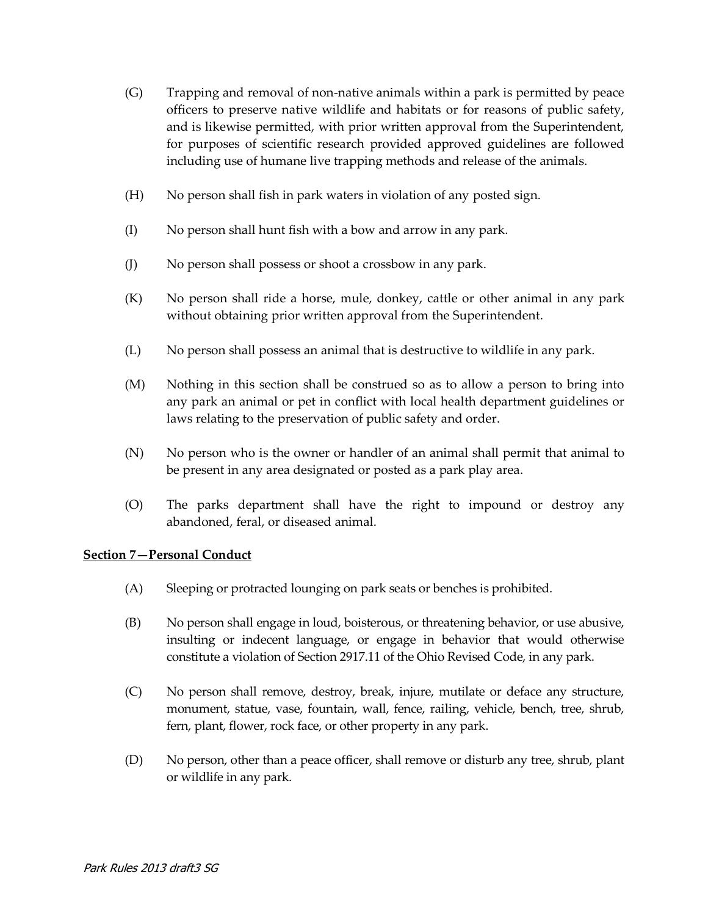(G) Trapping and removal of non-native animals within a park is permitted by peace officers to preserve native wildlife and habitats or for reasons of public safety, and is likewise permitted, with prior written approval from the Superintendent, for purposes of scientific research provided approved guidelines are followed including use of humane live trapping methods and release of the animals.

(H) No person shall fish in park waters in violation of any posted sign.

(I) No person shall hunt fish with a bow and arrow in any park.

(J) No person shall possess or shoot a crossbow in any park.

(K) No person shall ride a horse, mule, donkey, cattle or other animal in any park without obtaining prior written approval from the Superintendent.

(L) No person shall possess an animal that is destructive to wildlife in any park.

(M) Nothing in this section shall be construed so as to allow a person to bring into any park an animal or pet in conflict with local health department guidelines or laws relating to the preservation of public safety and order.

(N) No person who is the owner or handler of an animal shall permit that animal to be present in any area designated or posted as a park play area.

(O) The parks department shall have the right to impound or destroy any abandoned, feral, or diseased animal.

**Section 7—Personal Conduct**

(A) Sleeping or protracted lounging on park seats or benches is prohibited.

(B) No person shall engage in loud, boisterous, or threatening behavior, or use abusive, insulting or indecent language, or engage in behavior that would otherwise constitute a violation of Section 2917.11 of the Ohio Revised Code, in any park.

(C) No person shall remove, destroy, break, injure, mutilate or deface any structure, monument, statue, vase, fountain, wall, fence, railing, vehicle, bench, tree, shrub, fern, plant, flower, rock face, or other property in any park.

(D) No person, other than a peace officer, shall remove or disturb any tree, shrub, plant or wildlife in any park.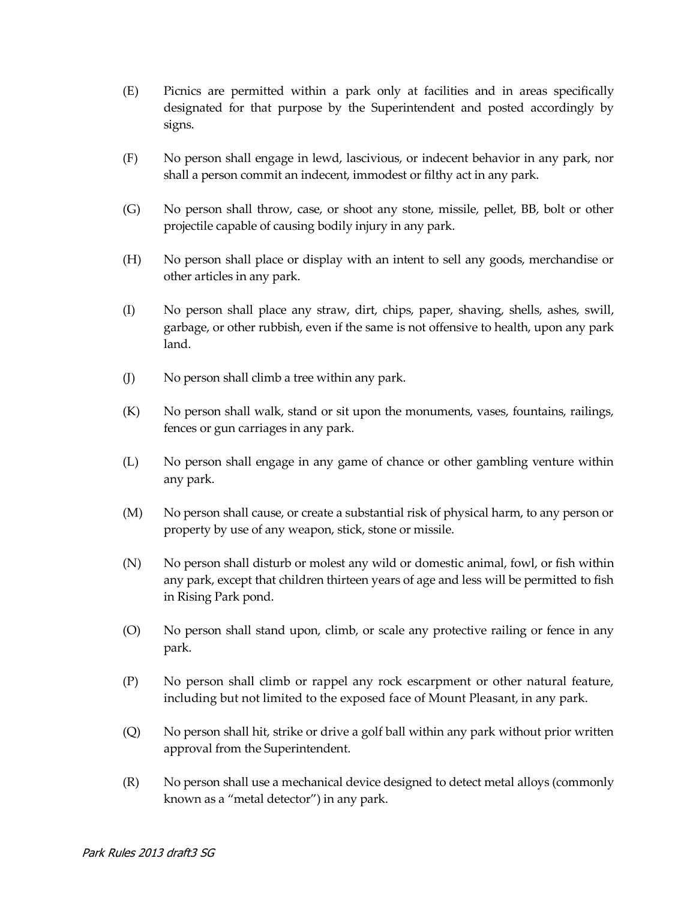(E) Picnics are permitted within a park only at facilities and in areas specifically designated for that purpose by the Superintendent and posted accordingly by signs.

(F) No person shall engage in lewd, lascivious, or indecent behavior in any park, nor shall a person commit an indecent, immodest or filthy act in any park.

(G) No person shall throw, case, or shoot any stone, missile, pellet, BB, bolt or other projectile capable of causing bodily injury in any park.

(H) No person shall place or display with an intent to sell any goods, merchandise or other articles in any park.

(I) No person shall place any straw, dirt, chips, paper, shaving, shells, ashes, swill, garbage, or other rubbish, even if the same is not offensive to health, upon any park land.

(J) No person shall climb a tree within any park.

(K) No person shall walk, stand or sit upon the monuments, vases, fountains, railings, fences or gun carriages in any park.

(L) No person shall engage in any game of chance or other gambling venture within any park.

(M) No person shall cause, or create a substantial risk of physical harm, to any person or property by use of any weapon, stick, stone or missile.

(N) No person shall disturb or molest any wild or domestic animal, fowl, or fish within any park, except that children thirteen years of age and less will be permitted to fish in Rising Park pond.

(O) No person shall stand upon, climb, or scale any protective railing or fence in any park.

(P) No person shall climb or rappel any rock escarpment or other natural feature, including but not limited to the exposed face of Mount Pleasant, in any park.

(Q) No person shall hit, strike or drive a golf ball within any park without prior written approval from the Superintendent.

(R) No person shall use a mechanical device designed to detect metal alloys (commonly known as a "metal detector") in any park.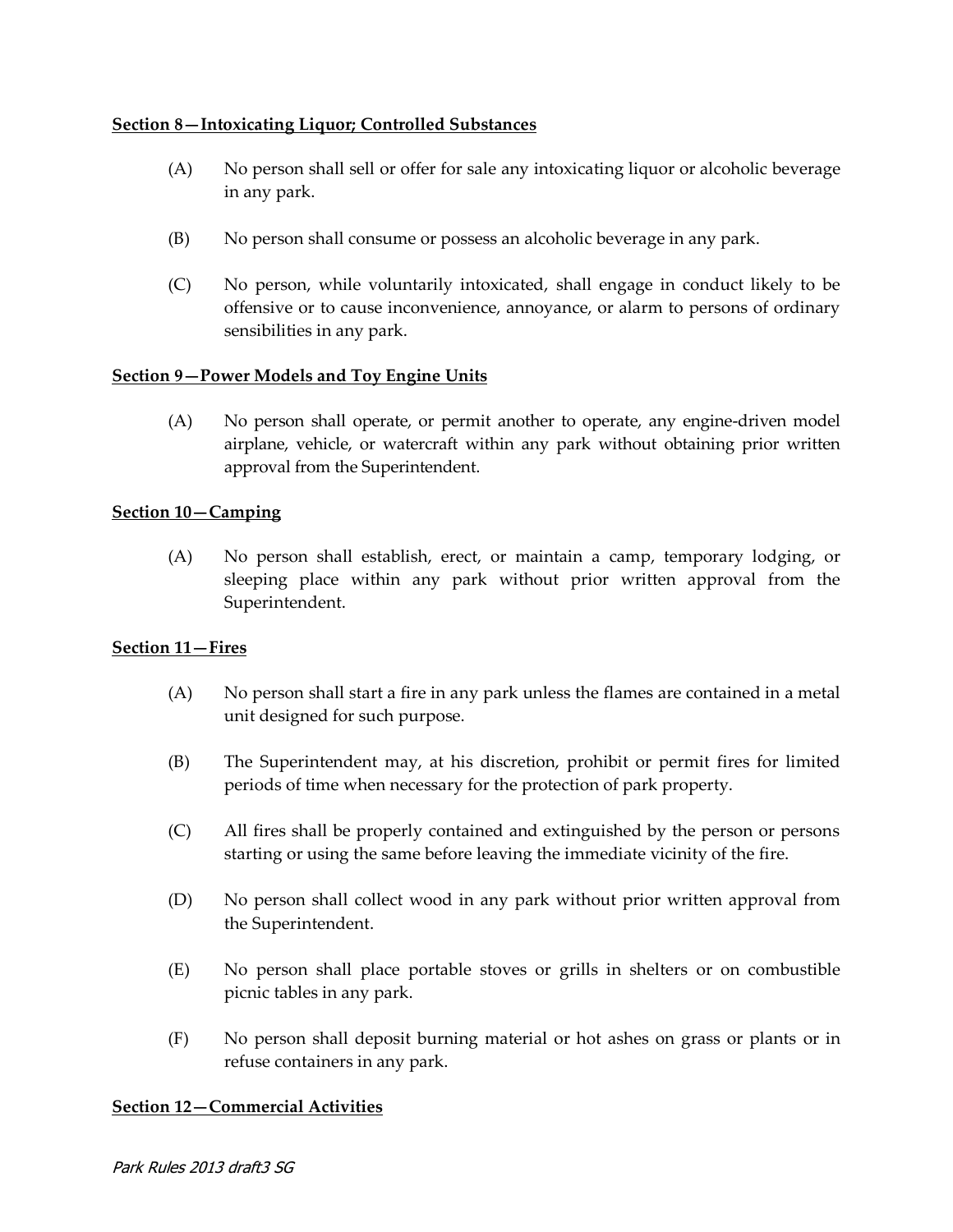**Section 8—Intoxicating Liquor; Controlled Substances**

(A) No person shall sell or offer for sale any intoxicating liquor or alcoholic beverage in any park.

(B) No person shall consume or possess an alcoholic beverage in any park.

(C) No person, while voluntarily intoxicated, shall engage in conduct likely to be offensive or to cause inconvenience, annoyance, or alarm to persons of ordinary sensibilities in any park.

**Section 9—Power Models and Toy Engine Units**

(A) No person shall operate, or permit another to operate, any engine-driven model airplane, vehicle, or watercraft within any park without obtaining prior written approval from the Superintendent.

**Section 10—Camping**

(A) No person shall establish, erect, or maintain a camp, temporary lodging, or sleeping place within any park without prior written approval from the Superintendent.

**Section 11—Fires**

(A) No person shall start a fire in any park unless the flames are contained in a metal unit designed for such purpose.

(B) The Superintendent may, at his discretion, prohibit or permit fires for limited periods of time when necessary for the protection of park property.

(C) All fires shall be properly contained and extinguished by the person or persons starting or using the same before leaving the immediate vicinity of the fire.

(D) No person shall collect wood in any park without prior written approval from the Superintendent.

(E) No person shall place portable stoves or grills in shelters or on combustible picnic tables in any park.

(F) No person shall deposit burning material or hot ashes on grass or plants or in refuse containers in any park.

**Section 12—Commercial Activities**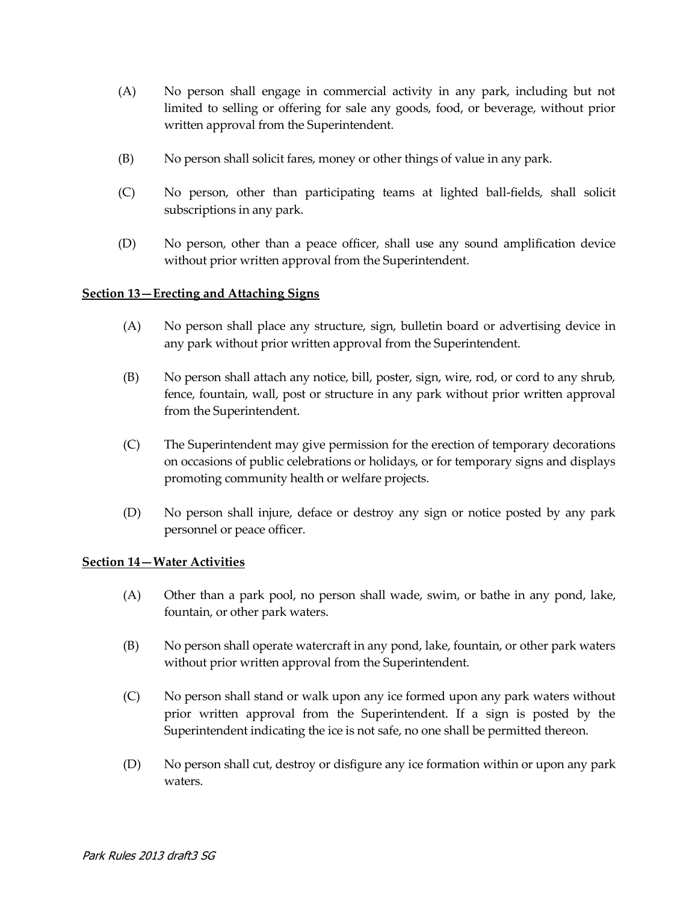(A) No person shall engage in commercial activity in any park, including but not limited to selling or offering for sale any goods, food, or beverage, without prior written approval from the Superintendent.

(B) No person shall solicit fares, money or other things of value in any park.

(C) No person, other than participating teams at lighted ball-fields, shall solicit subscriptions in any park.

(D) No person, other than a peace officer, shall use any sound amplification device without prior written approval from the Superintendent.

**Section 13—Erecting and Attaching Signs**

(A) No person shall place any structure, sign, bulletin board or advertising device in any park without prior written approval from the Superintendent.

(B) No person shall attach any notice, bill, poster, sign, wire, rod, or cord to any shrub, fence, fountain, wall, post or structure in any park without prior written approval from the Superintendent.

(C) The Superintendent may give permission for the erection of temporary decorations on occasions of public celebrations or holidays, or for temporary signs and displays promoting community health or welfare projects.

(D) No person shall injure, deface or destroy any sign or notice posted by any park personnel or peace officer.

**Section 14—Water Activities**

(A) Other than a park pool, no person shall wade, swim, or bathe in any pond, lake, fountain, or other park waters.

(B) No person shall operate watercraft in any pond, lake, fountain, or other park waters without prior written approval from the Superintendent.

(C) No person shall stand or walk upon any ice formed upon any park waters without prior written approval from the Superintendent. If a sign is posted by the Superintendent indicating the ice is not safe, no one shall be permitted thereon.

(D) No person shall cut, destroy or disfigure any ice formation within or upon any park waters.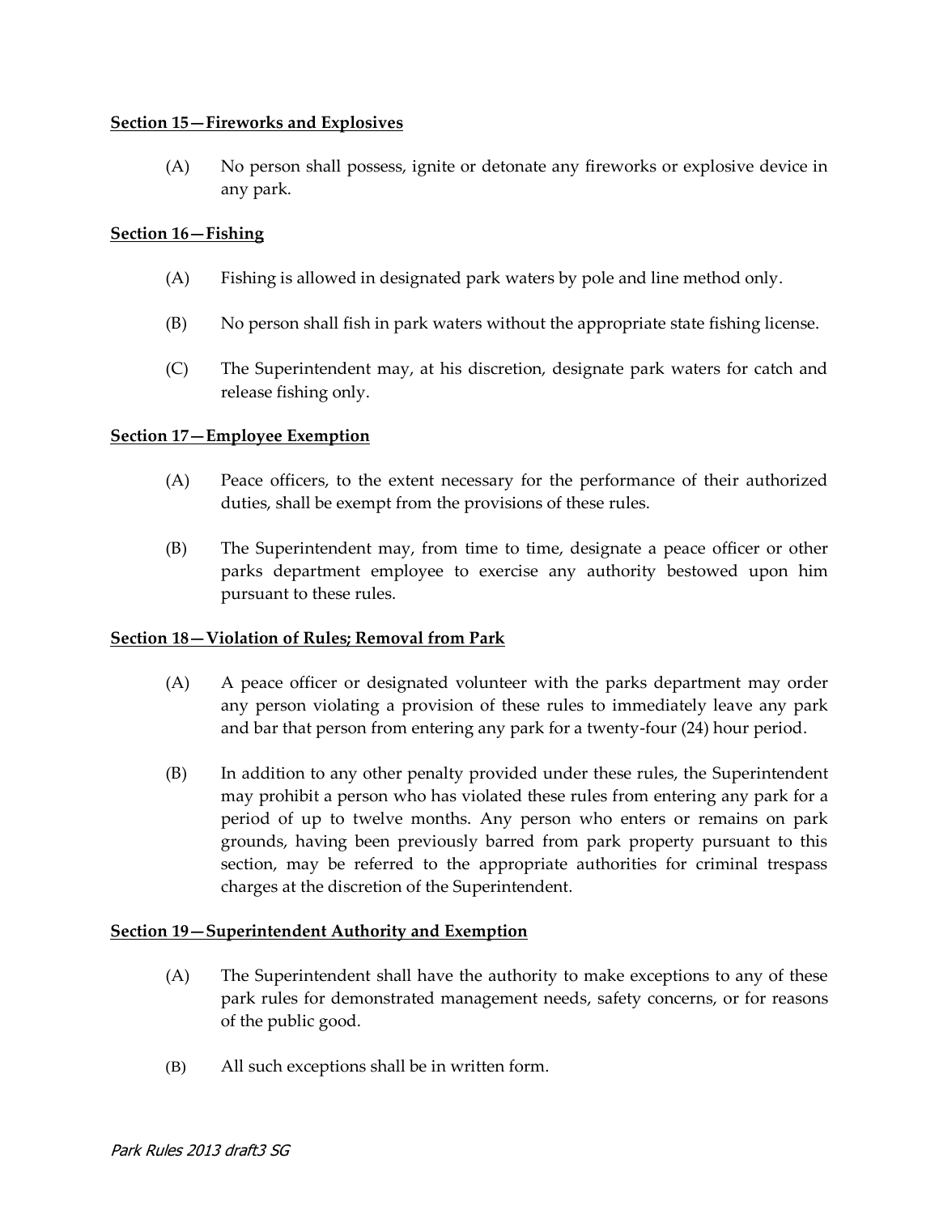**Section 15—Fireworks and Explosives**

(A) No person shall possess, ignite or detonate any fireworks or explosive device in any park.

**Section 16—Fishing**

(A) Fishing is allowed in designated park waters by pole and line method only.

(B) No person shall fish in park waters without the appropriate state fishing license.

(C) The Superintendent may, at his discretion, designate park waters for catch and release fishing only.

**Section 17—Employee Exemption**

(A) Peace officers, to the extent necessary for the performance of their authorized duties, shall be exempt from the provisions of these rules.

(B) The Superintendent may, from time to time, designate a peace officer or other parks department employee to exercise any authority bestowed upon him pursuant to these rules.

**Section 18—Violation of Rules; Removal from Park**

(A) A peace officer or designated volunteer with the parks department may order any person violating a provision of these rules to immediately leave any park and bar that person from entering any park for a twenty-four (24) hour period.

(B) In addition to any other penalty provided under these rules, the Superintendent may prohibit a person who has violated these rules from entering any park for a period of up to twelve months. Any person who enters or remains on park grounds, having been previously barred from park property pursuant to this section, may be referred to the appropriate authorities for criminal trespass charges at the discretion of the Superintendent.

**Section 19—Superintendent Authority and Exemption**

(A) The Superintendent shall have the authority to make exceptions to any of these park rules for demonstrated management needs, safety concerns, or for reasons of the public good.

(B) All such exceptions shall be in written form.